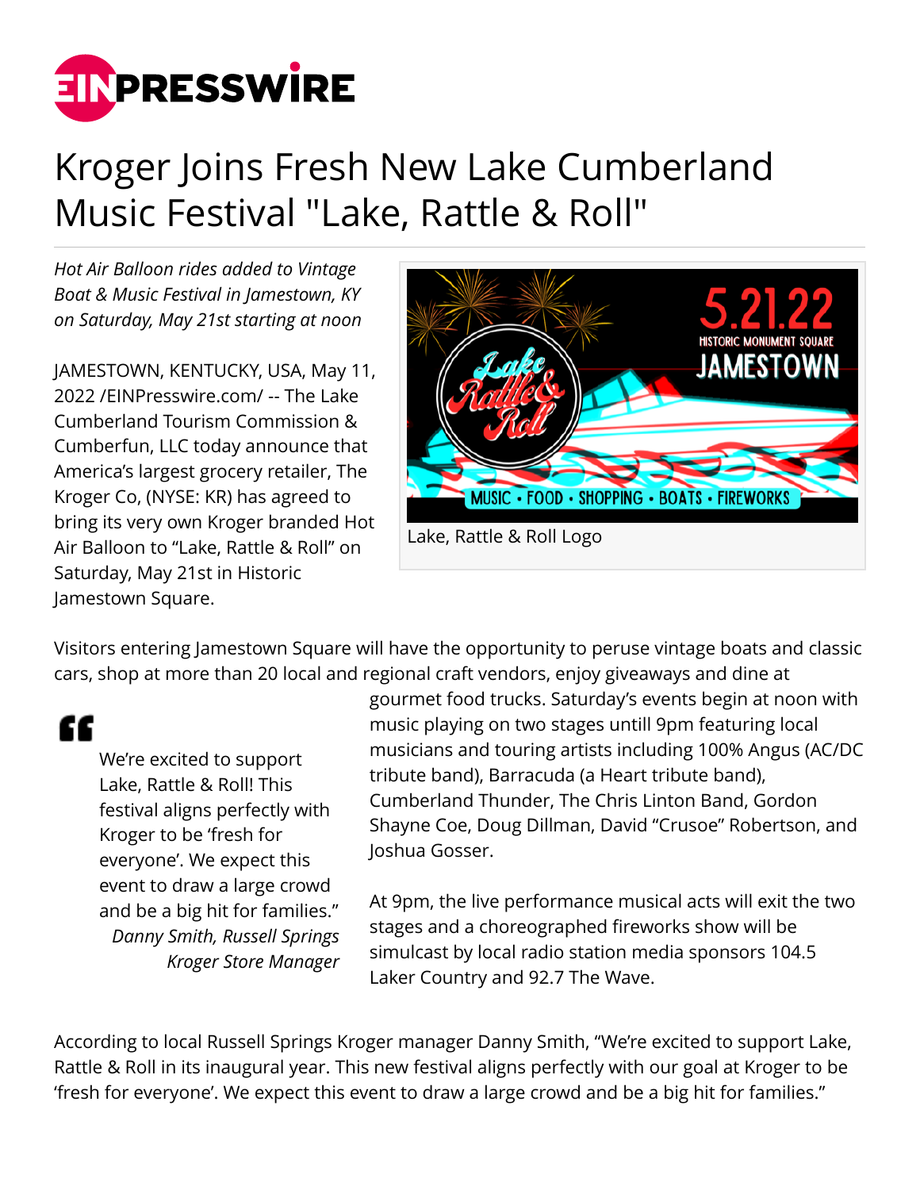# Kroger Joins Fresh New Lake Cumberland Music Festival "Lake, Rattle & Roll"

*Hot Air Balloon rides added to Vintage Boat & Music Festival in Jamestown, KY on Saturday, May 21st starting at noon*

JAMESTOWN, KENTUCKY, USA, May 11, 2022 /EINPresswire.com/ -- The Lake Cumberland Tourism Commission & Cumberfun, LLC today announce that America's largest grocery retailer, The Kroger Co, (NYSE: KR) has agreed to bring its very own Kroger branded Hot Air Balloon to "Lake, Rattle & Roll" on Saturday, May 21st in Historic Jamestown Square.

Lake, Rattle & Roll Logo

Visitors entering Jamestown Square will have the opportunity to peruse vintage boats and classic cars, shop at more than 20 local and regional craft vendors, enjoy giveaways and dine at gourmet food trucks. Saturday's events begin at noon with music playing on two stages untill 9pm featuring local musicians and touring artists including 100% Angus (AC/DC tribute band), Barracuda (a Heart tribute band), Cumberland Thunder, The Chris Linton Band, Gordon Shayne Coe, Doug Dillman, David "Crusoe" Robertson, and Joshua Gosser.

> We're excited to support Lake, Rattle & Roll! This festival aligns perfectly with Kroger to be 'fresh for everyone'. We expect this event to draw a large crowd and be a big hit for families."
>
> *Danny Smith, Russell Springs Kroger Store Manager*

At 9pm, the live performance musical acts will exit the two stages and a choreographed fireworks show will be simulcast by local radio station media sponsors 104.5 Laker Country and 92.7 The Wave.

According to local Russell Springs Kroger manager Danny Smith, "We're excited to support Lake, Rattle & Roll in its inaugural year. This new festival aligns perfectly with our goal at Kroger to be 'fresh for everyone'. We expect this event to draw a large crowd and be a big hit for families."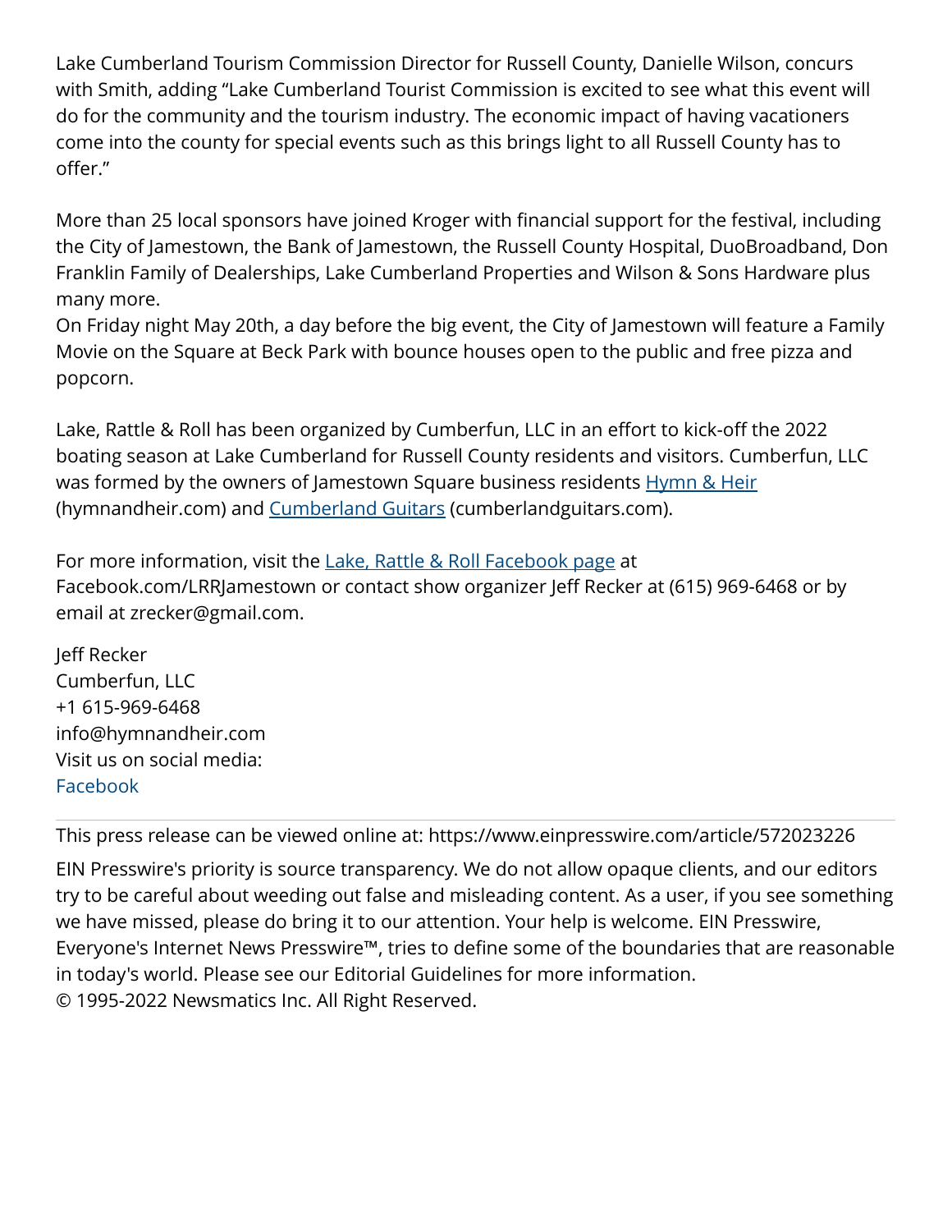Lake Cumberland Tourism Commission Director for Russell County, Danielle Wilson, concurs with Smith, adding "Lake Cumberland Tourist Commission is excited to see what this event will do for the community and the tourism industry. The economic impact of having vacationers come into the county for special events such as this brings light to all Russell County has to offer."

More than 25 local sponsors have joined Kroger with financial support for the festival, including the City of Jamestown, the Bank of Jamestown, the Russell County Hospital, DuoBroadband, Don Franklin Family of Dealerships, Lake Cumberland Properties and Wilson & Sons Hardware plus many more.
On Friday night May 20th, a day before the big event, the City of Jamestown will feature a Family Movie on the Square at Beck Park with bounce houses open to the public and free pizza and popcorn.

Lake, Rattle & Roll has been organized by Cumberfun, LLC in an effort to kick-off the 2022 boating season at Lake Cumberland for Russell County residents and visitors. Cumberfun, LLC was formed by the owners of Jamestown Square business residents Hymn & Heir (hymnandheir.com) and Cumberland Guitars (cumberlandguitars.com).

For more information, visit the Lake, Rattle & Roll Facebook page at Facebook.com/LRRJamestown or contact show organizer Jeff Recker at (615) 969-6468 or by email at zrecker@gmail.com.

Jeff Recker
Cumberfun, LLC
+1 615-969-6468
info@hymnandheir.com
Visit us on social media:
Facebook

---

This press release can be viewed online at: https://www.einpresswire.com/article/572023226

EIN Presswire's priority is source transparency. We do not allow opaque clients, and our editors try to be careful about weeding out false and misleading content. As a user, if you see something we have missed, please do bring it to our attention. Your help is welcome. EIN Presswire, Everyone's Internet News Presswire™, tries to define some of the boundaries that are reasonable in today's world. Please see our Editorial Guidelines for more information.
© 1995-2022 Newsmatics Inc. All Right Reserved.